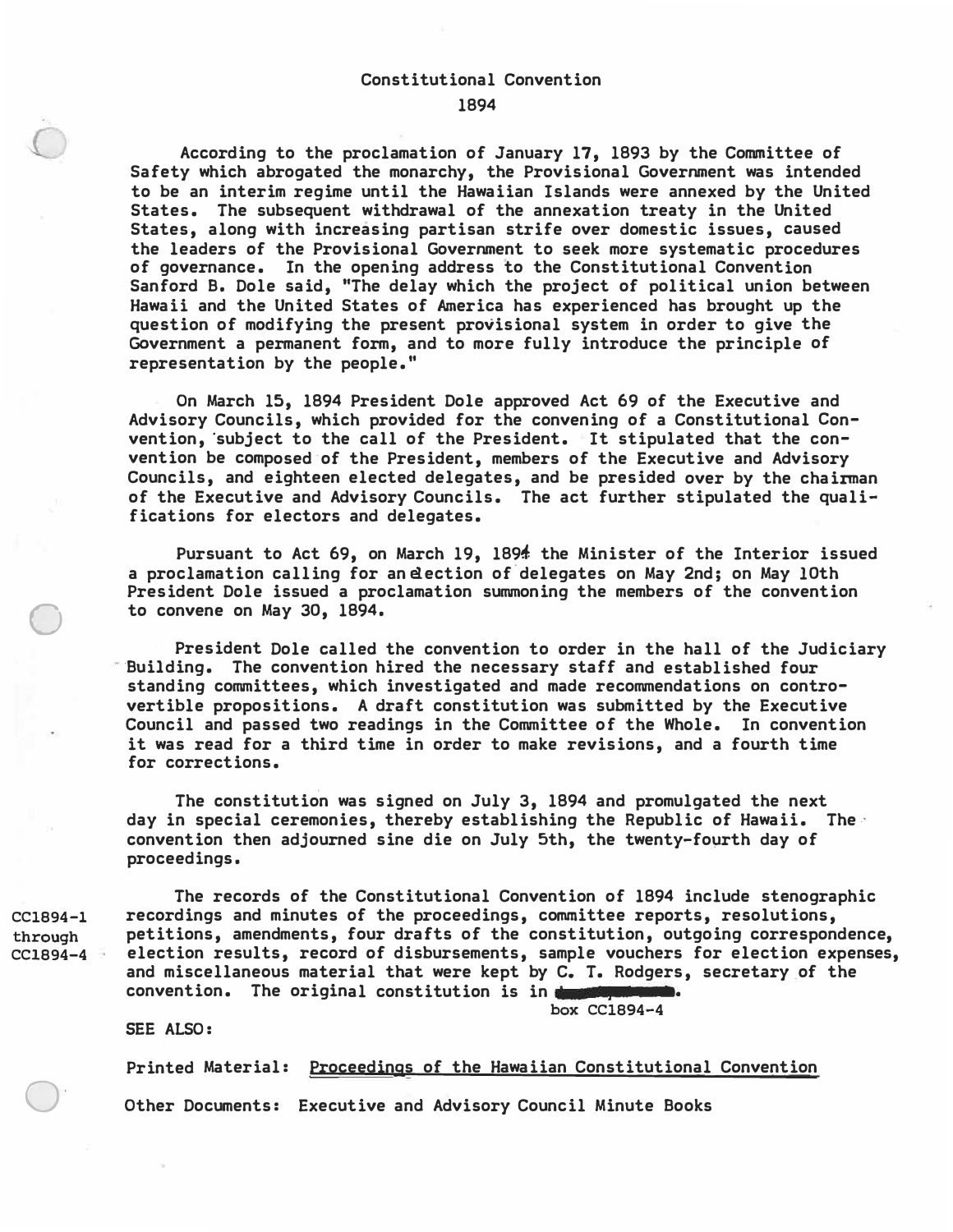# Constitutional Convention

## 1894

According to the proclamation of January 17, 1893 by the Committee of Safety which abrogated the monarchy, the Provisional Government was intended to be an interim regime until the Hawaiian Islands were annexed by the United States. The subsequent withdrawal of the annexation treaty in the United States, along with increasing partisan strife over domestic issues, caused the leaders of the Provisional Government to seek more systematic procedures of governance. In the opening address to the Constitutional Convention Sanford B. Dole said, "The delay which the project of political union between Hawaii and the United States of America has experienced has brought up the question of modifying the present provisional system in order to give the Government a permanent form, and to more fully introduce the principle of representation by the people."

On March 15, 1894 President Dole approved Act 69 of the Executive and Advisory Councils, which provided for the convening of a Constitutional Convention, subject to the call of the President. It stipulated that the convention be composed of the President, members of the Executive and Advisory Councils, and eighteen elected delegates, and be presided over by the chairman of the Executive and Advisory Councils. The act further stipulated the qualifications for electors and delegates.

Pursuant to Act 69, on March 19, 1894 the Minister of the Interior issued a proclamation calling for an election of delegates on May 2nd; on May 10th President Dole issued a proclamation summoning the members of the convention to convene on May 30, 1894.

President Dole called the convention to order in the hall of the Judiciary Building. The convention hired the necessary staff and established four standing committees, which investigated and made recommendations on controvertible propositions. A draft constitution was submitted by the Executive Council and passed two readings in the Committee of the Whole. In convention it was read for a third time in order to make revisions, and a fourth time for corrections.

The constitution was signed on July 3, 1894 and promulgated the next day in special ceremonies, thereby establishing the Republic of Hawaii. The convention then adjourned sine die on July 5th, the twenty-fourth day of proceedings.

CC1894-1 through CC1894-4

The records of the Constitutional Convention of 1894 include stenographic recordings and minutes of the proceedings, committee reports, resolutions, petitions, amendments, four drafts of the constitution, outgoing correspondence, election results, record of disbursements, sample vouchers for election expenses, and miscellaneous material that were kept by C. T. Rodgers, secretary of the convention. The original constitution is in box CC1894-4.

SEE ALSO:

Printed Material: Proceedings of the Hawaiian Constitutional Convention

Other Documents: Executive and Advisory Council Minute Books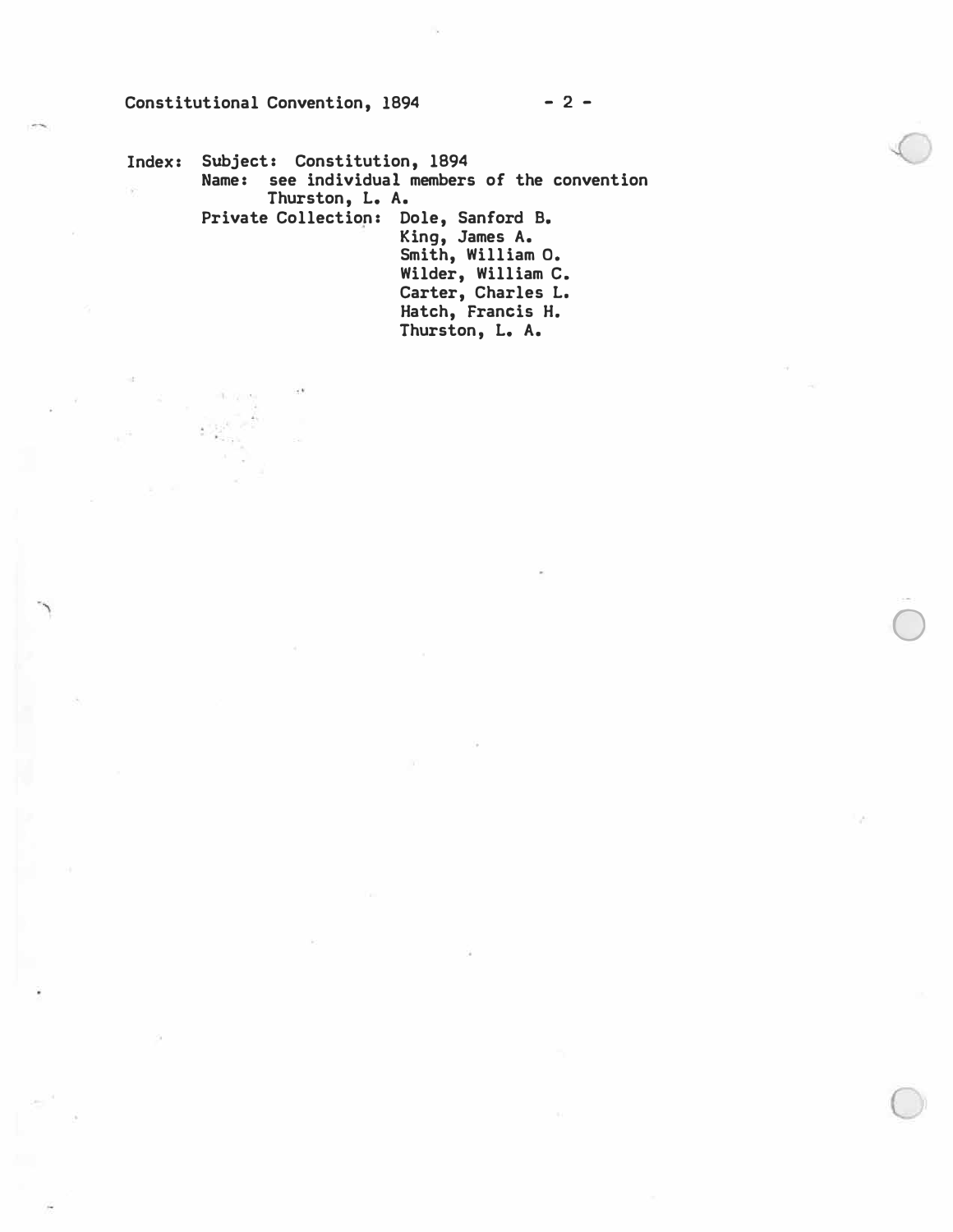Index: Subject: Constitution, 1894

Name: see individual members of the convention
Thurston, L. A.

Private Collection: Dole, Sanford B.
King, James A.
Smith, William O.
Wilder, William C.
Carter, Charles L.
Hatch, Francis H.
Thurston, L. A.